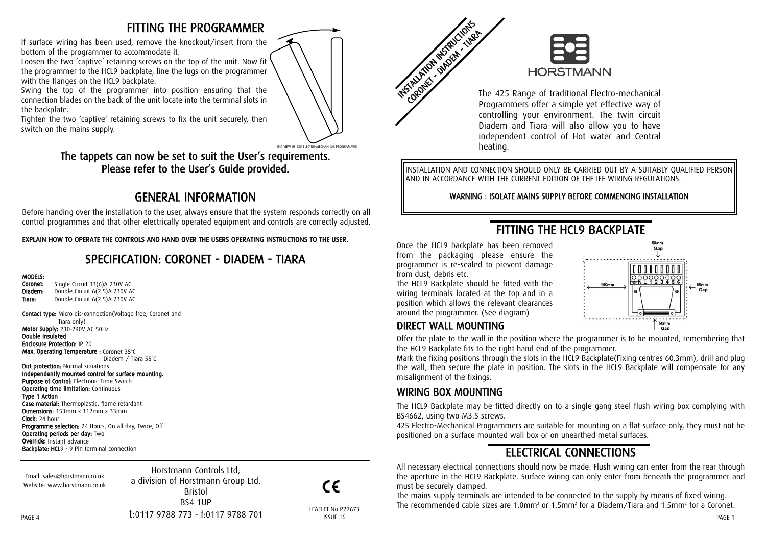# FITTING THE PROGRAMMER

If surface wiring has been used, remove the knockout/insert from the bottom of the programmer to accommodate it.

Loosen the two 'captive' retaining screws on the top of the unit. Now fit the programmer to the HCL9 backplate, line the lugs on the programmer with the flanges on the HCL9 backplate.

Swing the top of the programmer into position ensuring that the connection blades on the back of the unit locate into the terminal slots in the backplate.

Tighten the two 'captive' retaining screws to fix the unit securely, then switch on the mains supply.

END VIEW OF 425 ELECTRO-MECHANICAL PROGRAMMER

**The tappets can now be set to suit the User's requirements. Please refer to the User's Guide provided.**

# GENERAL INFORMATION

Before handing over the installation to the user, always ensure that the system responds correctly on all control programmes and that other electrically operated equipment and controls are correctly adjusted.

**EXPLAIN HOW TO OPERATE THE CONTROLS AND HAND OVER THE USERS OPERATING INSTRUCTIONS TO THE USER.**

# SPECIFICATION: CORONET - DIADEM - TIARA

**MODELS:**
**Coronet:** Single Circuit 13(6)A 230V AC
**Diadem:** Double Circuit 6(2.5)A 230V AC
**Tiara:** Double Circuit 6(2.5)A 230V AC

**Contact type:** Micro dis-connection(Voltage free, Coronet and Tiara only)
**Motor Supply:** 230-240V AC 50Hz
**Double Insulated**
**Enclosure Protection:** IP 20
**Max. Operating Temperature :** Coronet 35°C
Diadem / Tiara 55°C
**Dirt protection:** Normal situations.
**Independently mounted control for surface mounting.**
**Purpose of Control:** Electronic Time Switch
**Operating time limitation:** Continuous
**Type 1 Action**
**Case material:** Thermoplastic, flame retardant
**Dimensions:** 153mm x 112mm x 33mm
**Clock:** 24 hour
**Programme selection:** 24 Hours, On all day, Twice, Off
**Operating periods per day:** Two
**Override:** Instant advance
**Backplate: HCL**9 - 9 Pin terminal connection

Email: sales@horstmann.co.uk
Website: www.horstmann.co.uk

Horstmann Controls Ltd,
a division of Horstmann Group Ltd.
Bristol
BS4 1UP
t:0117 9788 773 - f:0117 9788 701

CE

LEAFLET No P27673
ISSUE 16

INSTALLATION INSTRUCTIONS
CORONET - DIADEM - TIARA

HORSTMANN

The 425 Range of traditional Electro-mechanical Programmers offer a simple yet effective way of controlling your environment. The twin circuit Diadem and Tiara will also allow you to have independent control of Hot water and Central heating.

INSTALLATION AND CONNECTION SHOULD ONLY BE CARRIED OUT BY A SUITABLY QUALIFIED PERSON AND IN ACCORDANCE WITH THE CURRENT EDITION OF THE IEE WIRING REGULATIONS.

**WARNING : ISOLATE MAINS SUPPLY BEFORE COMMENCING INSTALLATION**

# FITTING THE HCL9 BACKPLATE

Once the HCL9 backplate has been removed from the packaging please ensure the programmer is re-sealed to prevent damage from dust, debris etc.

The HCL9 Backplate should be fitted with the wiring terminals located at the top and in a position which allows the relevant clearances around the programmer. (See diagram)

50mm Gap | 100mm | 50mm Gap | 50mm Gap | N L 1 2 3 4 5 6

## DIRECT WALL MOUNTING

Offer the plate to the wall in the position where the programmer is to be mounted, remembering that the HCL9 Backplate fits to the right hand end of the programmer.

Mark the fixing positions through the slots in the HCL9 Backplate(Fixing centres 60.3mm), drill and plug the wall, then secure the plate in position. The slots in the HCL9 Backplate will compensate for any misalignment of the fixings.

## WIRING BOX MOUNTING

The HCL9 Backplate may be fitted directly on to a single gang steel flush wiring box complying with BS4662, using two M3.5 screws.

425 Electro-Mechanical Programmers are suitable for mounting on a flat surface only, they must not be positioned on a surface mounted wall box or on unearthed metal surfaces.

# ELECTRICAL CONNECTIONS

All necessary electrical connections should now be made. Flush wiring can enter from the rear through the aperture in the HCL9 Backplate. Surface wiring can only enter from beneath the programmer and must be securely clamped.

The mains supply terminals are intended to be connected to the supply by means of fixed wiring.

The recommended cable sizes are 1.0mm$^2$ or 1.5mm$^2$ for a Diadem/Tiara and 1.5mm$^2$ for a Coronet.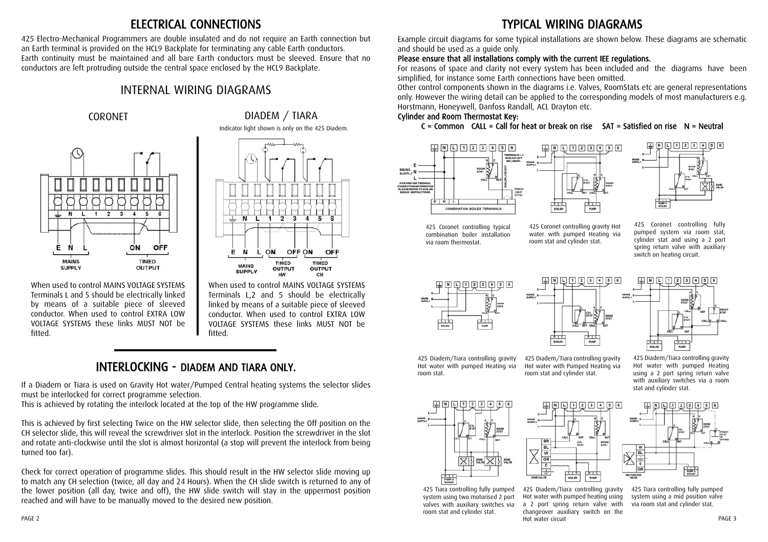# ELECTRICAL CONNECTIONS

425 Electro-Mechanical Programmers are double insulated and do not require an Earth connection but an Earth terminal is provided on the HCL9 Backplate for terminating any cable Earth conductors.
Earth continuity must be maintained and all bare Earth conductors must be sleeved. Ensure that no conductors are left protruding outside the central space enclosed by the HCL9 Backplate.

## INTERNAL WIRING DIAGRAMS

### CORONET

When used to control MAINS VOLTAGE SYSTEMS Terminals L and 5 should be electrically linked by means of a suitable piece of sleeved conductor. When used to control EXTRA LOW VOLTAGE SYSTEMS these links MUST NOT be fitted.

### DIADEM / TIARA

Indicator light shown is only on the 425 Diadem.

When used to control MAINS VOLTAGE SYSTEMS Terminals L,2 and 5 should be electrically linked by means of a suitable piece of sleeved conductor. When used to control EXTRA LOW VOLTAGE SYSTEMS these links MUST NOT be fitted.

## INTERLOCKING - DIADEM AND TIARA ONLY.

If a Diadem or Tiara is used on Gravity Hot water/Pumped Central heating systems the selector slides must be interlocked for correct programme selection.
This is achieved by rotating the interlock located at the top of the HW programme slide.

This is achieved by first selecting Twice on the HW selector slide, then selecting the Off position on the CH selector slide, this will reveal the screwdriver slot in the interlock. Position the screwdriver in the slot and rotate anti-clockwise until the slot is almost horizontal (a stop will prevent the interlock from being turned too far).

Check for correct operation of programme slides. This should result in the HW selector slide moving up to match any CH selection (twice, all day and 24 Hours). When the CH slide switch is returned to any of the lower position (all day, twice and off), the HW slide switch will stay in the uppermost position reached and will have to be manually moved to the desired new position.

# TYPICAL WIRING DIAGRAMS

Example circuit diagrams for some typical installations are shown below. These diagrams are schematic and should be used as a guide only.

**Please ensure that all installations comply with the current IEE regulations.**

For reasons of space and clarity not every system has been included and the diagrams have been simplified, for instance some Earth connections have been omitted.
Other control components shown in the diagrams i.e. Valves, RoomStats etc are general representations only. However the wiring detail can be applied to the corresponding models of most manufacturers e.g. Horstmann, Honeywell, Danfoss Randall, ACL Drayton etc.

**Cylinder and Room Thermostat Key:**

**C = Common CALL = Call for heat or break on rise SAT = Satisfied on rise N = Neutral**

425 Coronet controlling typical combination boiler installation via room thermostat.

425 Coronet controlling gravity Hot water with pumped Heating via room stat and cylinder stat.

425 Coronet controlling fully pumped system via room stat, cylinder stat and using a 2 port spring return valve with auxiliary switch on heating circuit.

425 Diadem/Tiara controlling gravity Hot water with pumped Heating via room stat.

425 Diadem/Tiara controlling gravity Hot water with Pumped Heating via room stat and cylinder stat.

425 Diadem/Tiara controlling gravity Hot water with pumped Heating using a 2 port spring return valve with auxiliary switches via a room stat and cylinder stat.

425 Tiara controlling fully pumped system using two motorised 2 port valves with auxiliary switches via room stat and cylinder stat.

425 Diadem/Tiara controlling gravity Hot water with pumped heating using a 2 port spring return valve with changeover auxiliary switch on the Hot water circuit

425 Tiara controlling fully pumped system using a mid position valve via room stat and cylinder stat.